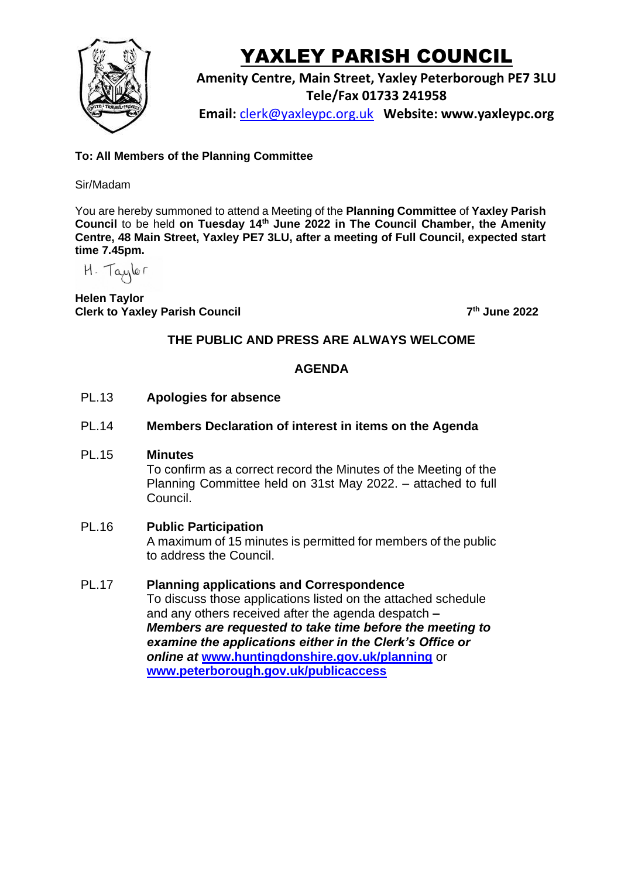# YAXLEY PARISH COUNCIL

**Amenity Centre, Main Street, Yaxley Peterborough PE7 3LU**
**Tele/Fax 01733 241958**
**Email:** clerk@yaxleypc.org.uk **Website: www.yaxleypc.org**

**To: All Members of the Planning Committee**

Sir/Madam

You are hereby summoned to attend a Meeting of the **Planning Committee** of **Yaxley Parish Council** to be held **on Tuesday 14th June 2022 in The Council Chamber, the Amenity Centre, 48 Main Street, Yaxley PE7 3LU, after a meeting of Full Council, expected start time 7.45pm.**

H. Taylor

**Helen Taylor**
**Clerk to Yaxley Parish Council** **7th June 2022**

**THE PUBLIC AND PRESS ARE ALWAYS WELCOME**

## AGENDA

PL.13 **Apologies for absence**

PL.14 **Members Declaration of interest in items on the Agenda**

PL.15 **Minutes**
To confirm as a correct record the Minutes of the Meeting of the Planning Committee held on 31st May 2022. – attached to full Council.

PL.16 **Public Participation**
A maximum of 15 minutes is permitted for members of the public to address the Council.

PL.17 **Planning applications and Correspondence**
To discuss those applications listed on the attached schedule and any others received after the agenda despatch **–** ***Members are requested to take time before the meeting to examine the applications either in the Clerk's Office or online at*** **www.huntingdonshire.gov.uk/planning** or **www.peterborough.gov.uk/publicaccess**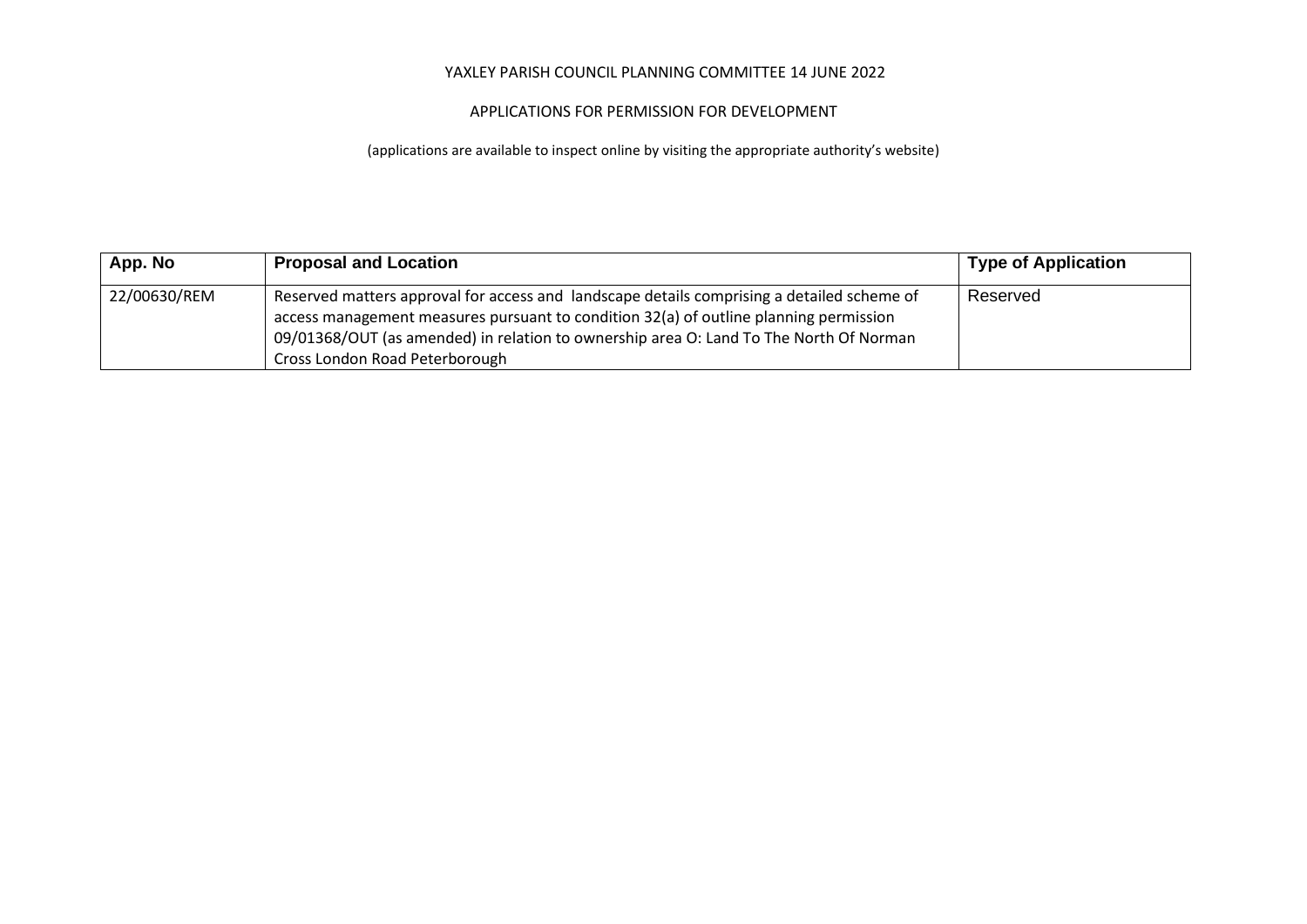YAXLEY PARISH COUNCIL PLANNING COMMITTEE 14 JUNE 2022

APPLICATIONS FOR PERMISSION FOR DEVELOPMENT

(applications are available to inspect online by visiting the appropriate authority's website)

| App. No | Proposal and Location | Type of Application |
|---|---|---|
| 22/00630/REM | Reserved matters approval for access and landscape details comprising a detailed scheme of access management measures pursuant to condition 32(a) of outline planning permission 09/01368/OUT (as amended) in relation to ownership area O: Land To The North Of Norman Cross London Road Peterborough | Reserved |